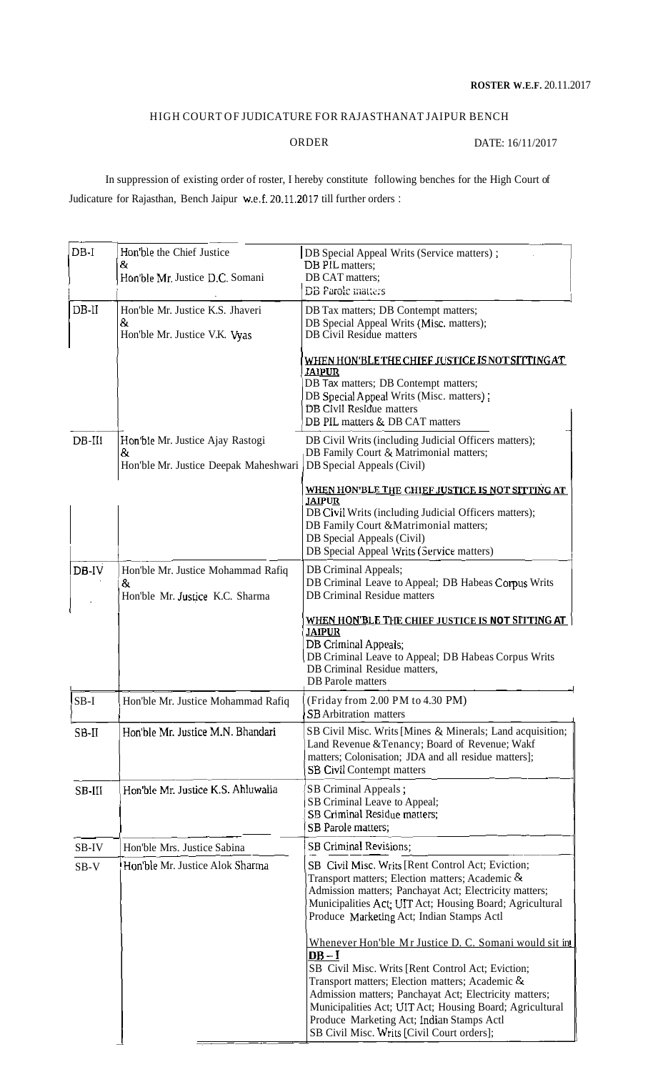**ROSTER W.E.F.** 20.11.2017

# HIGH COURT OF JUDICATURE FOR RAJASTHAN AT JAIPUR BENCH

ORDER

DATE: 16/11/2017

In suppression of existing order of roster, I hereby constitute following benches for the High Court of Judicature for Rajasthan, Bench Jaipur w.e.f. 20.11.2017 till further orders :

| | | |
|---|---|---|
| DB-I | Hon'ble the Chief Justice & Hon'ble Mr. Justice D.C. Somani | DB Special Appeal Writs (Service matters) ; DB PIL matters; DB CAT matters; DB Parole matters |
| DB-II | Hon'ble Mr. Justice K.S. Jhaveri & Hon'ble Mr. Justice V.K. Vyas | DB Tax matters; DB Contempt matters; DB Special Appeal Writs (Misc. matters); DB Civil Residue matters<br><br>**WHEN HON'BLE THE CHIEF JUSTICE IS NOT SITTING AT JAIPUR**<br>DB Tax matters; DB Contempt matters; DB Special Appeal Writs (Misc. matters) ; DB Civil Residue matters DB PIL matters & DB CAT matters |
| DB-III | Hon'ble Mr. Justice Ajay Rastogi & Hon'ble Mr. Justice Deepak Maheshwari | DB Civil Writs (including Judicial Officers matters); DB Family Court & Matrimonial matters; DB Special Appeals (Civil)<br><br>**WHEN HON'BLE THE CHIEF JUSTICE IS NOT SITTING AT JAIPUR**<br>DB Civil Writs (including Judicial Officers matters); DB Family Court &Matrimonial matters; DB Special Appeals (Civil) DB Special Appeal Writs (Service matters) |
| DB-IV | Hon'ble Mr. Justice Mohammad Rafiq & Hon'ble Mr. Justice K.C. Sharma | DB Criminal Appeals; DB Criminal Leave to Appeal; DB Habeas Corpus Writs DB Criminal Residue matters<br><br>**WHEN HON'BLE THE CHIEF JUSTICE IS NOT SITTING AT JAIPUR**<br>DB Criminal Appeals; DB Criminal Leave to Appeal; DB Habeas Corpus Writs DB Criminal Residue matters, DB Parole matters |
| SB-I | Hon'ble Mr. Justice Mohammad Rafiq | (Friday from 2.00 PM to 4.30 PM) SB Arbitration matters |
| SB-II | Hon'ble Mr. Justice M.N. Bhandari | SB Civil Misc. Writs [Mines & Minerals; Land acquisition; Land Revenue &Tenancy; Board of Revenue; Wakf matters; Colonisation; JDA and all residue matters]; SB Civil Contempt matters |
| SB-III | Hon'ble Mr. Justice K.S. Ahluwalia | SB Criminal Appeals ; SB Criminal Leave to Appeal; SB Criminal Residue matters; SB Parole matters; |
| SB-IV | Hon'ble Mrs. Justice Sabina | SB Criminal Revisions; |
| SB-V | Hon'ble Mr. Justice Alok Sharma | SB Civil Misc. Writs [Rent Control Act; Eviction; Transport matters; Election matters; Academic & Admission matters; Panchayat Act; Electricity matters; Municipalities Act; UIT Act; Housing Board; Agricultural Produce Marketing Act; Indian Stamps Actl<br><br>Whenever Hon'ble Mr Justice D. C. Somani would sit in **DB – I**<br>SB Civil Misc. Writs [Rent Control Act; Eviction; Transport matters; Election matters; Academic & Admission matters; Panchayat Act; Electricity matters; Municipalities Act; UIT Act; Housing Board; Agricultural Produce Marketing Act; Indian Stamps Actl SB Civil Misc. Writs [Civil Court orders]; |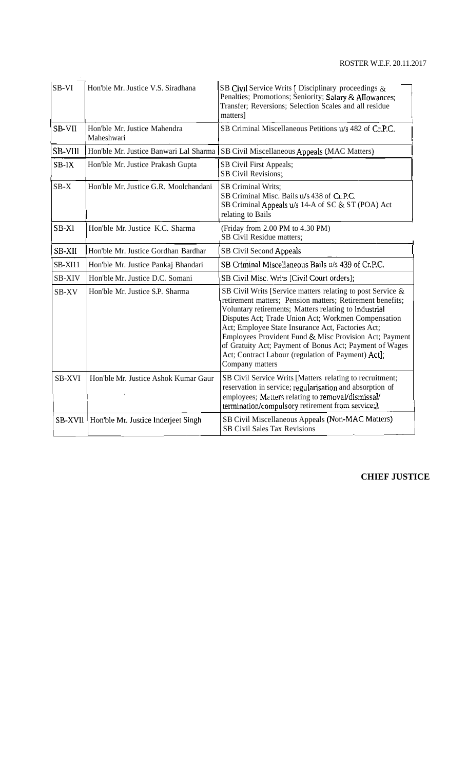ROSTER W.E.F. 20.11.2017

| | | |
|---|---|---|
| SB-VI | Hon'ble Mr. Justice V.S. Siradhana | SB Civil Service Writs [ Disciplinary proceedings & Penalties; Promotions; Seniority; Salary & Allowances; Transfer; Reversions; Selection Scales and all residue matters] |
| SB-VII | Hon'ble Mr. Justice Mahendra Maheshwari | SB Criminal Miscellaneous Petitions u/s 482 of Cr.P.C. |
| SB-VIII | Hon'ble Mr. Justice Banwari Lal Sharma | SB Civil Miscellaneous Appeals (MAC Matters) |
| SB-IX | Hon'ble Mr. Justice Prakash Gupta | SB Civil First Appeals;<br>SB Civil Revisions; |
| SB-X | Hon'ble Mr. Justice G.R. Moolchandani | SB Criminal Writs;<br>SB Criminal Misc. Bails u/s 438 of Cr.P.C.<br>SB Criminal Appeals u/s 14-A of SC & ST (POA) Act relating to Bails |
| SB-XI | Hon'ble Mr. Justice K.C. Sharma | (Friday from 2.00 PM to 4.30 PM)<br>SB Civil Residue matters; |
| SB-XII | Hon'ble Mr. Justice Gordhan Bardhar | SB Civil Second Appeals |
| SB-XIII | Hon'ble Mr. Justice Pankaj Bhandari | SB Criminal Miscellaneous Bails u/s 439 of Cr.P.C. |
| SB-XIV | Hon'ble Mr. Justice D.C. Somani | SB Civil Misc. Writs [Civil Court orders]; |
| SB-XV | Hon'ble Mr. Justice S.P. Sharma | SB Civil Writs [Service matters relating to post Service & retirement matters; Pension matters; Retirement benefits; Voluntary retirements; Matters relating to Industrial Disputes Act; Trade Union Act; Workmen Compensation Act; Employee State Insurance Act, Factories Act; Employees Provident Fund & Misc Provision Act; Payment of Gratuity Act; Payment of Bonus Act; Payment of Wages Act; Contract Labour (regulation of Payment) Act]; Company matters |
| SB-XVI | Hon'ble Mr. Justice Ashok Kumar Gaur | SB Civil Service Writs [Matters relating to recruitment; reservation in service; regularisation and absorption of employees; Matters relating to removal/dismissal/ termination/compulsory retirement from service;] |
| SB-XVII | Hon'ble Mr. Justice Inderjeet Singh | SB Civil Miscellaneous Appeals (Non-MAC Matters)<br>SB Civil Sales Tax Revisions |

**CHIEF JUSTICE**